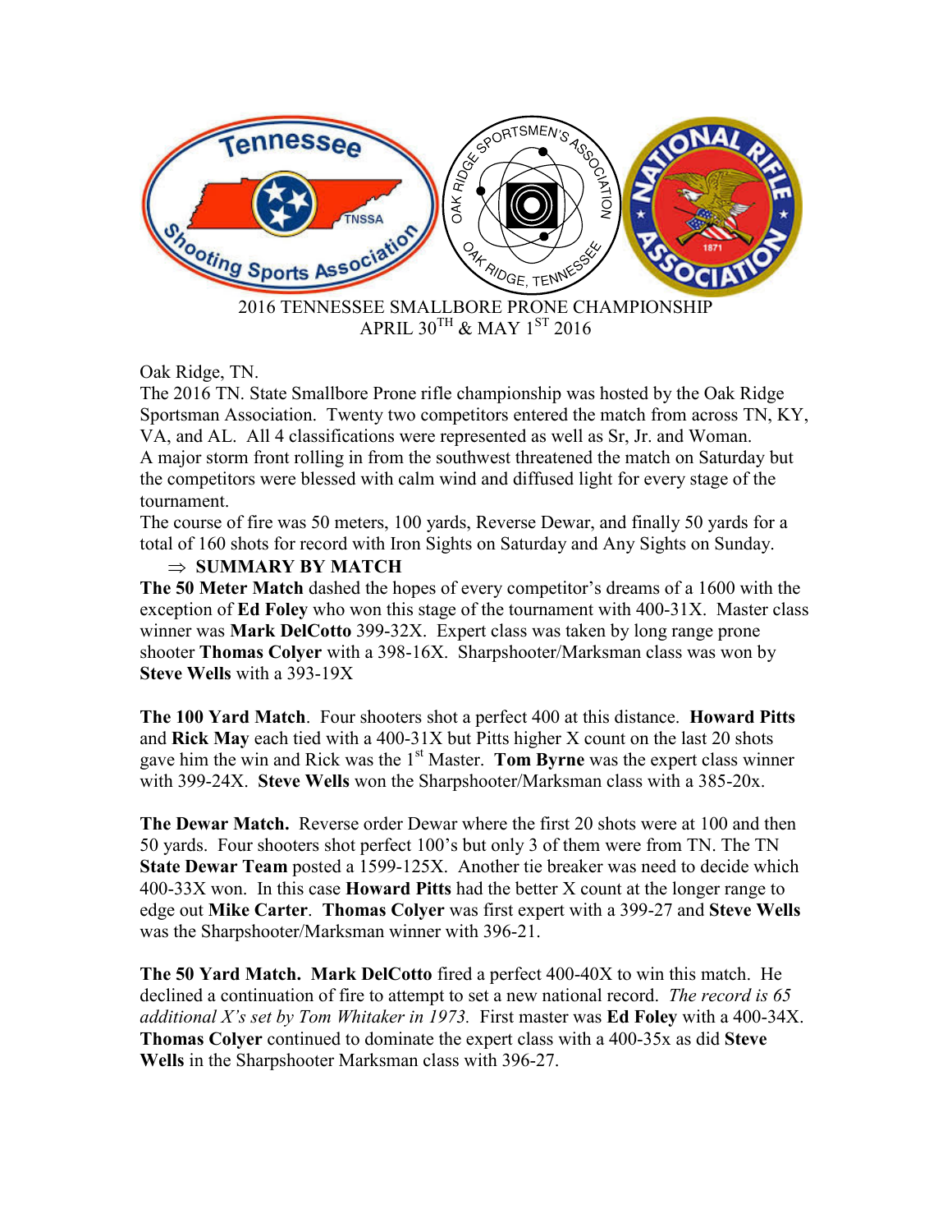2016 TENNESSEE SMALLBORE PRONE CHAMPIONSHIP
APRIL 30TH & MAY 1ST 2016

Oak Ridge, TN.
The 2016 TN. State Smallbore Prone rifle championship was hosted by the Oak Ridge Sportsman Association. Twenty two competitors entered the match from across TN, KY, VA, and AL. All 4 classifications were represented as well as Sr, Jr. and Woman.
A major storm front rolling in from the southwest threatened the match on Saturday but the competitors were blessed with calm wind and diffused light for every stage of the tournament.
The course of fire was 50 meters, 100 yards, Reverse Dewar, and finally 50 yards for a total of 160 shots for record with Iron Sights on Saturday and Any Sights on Sunday.

⇒ **SUMMARY BY MATCH**

**The 50 Meter Match** dashed the hopes of every competitor's dreams of a 1600 with the exception of **Ed Foley** who won this stage of the tournament with 400-31X. Master class winner was **Mark DelCotto** 399-32X. Expert class was taken by long range prone shooter **Thomas Colyer** with a 398-16X. Sharpshooter/Marksman class was won by **Steve Wells** with a 393-19X

**The 100 Yard Match**. Four shooters shot a perfect 400 at this distance. **Howard Pitts** and **Rick May** each tied with a 400-31X but Pitts higher X count on the last 20 shots gave him the win and Rick was the 1st Master. **Tom Byrne** was the expert class winner with 399-24X. **Steve Wells** won the Sharpshooter/Marksman class with a 385-20x.

**The Dewar Match.** Reverse order Dewar where the first 20 shots were at 100 and then 50 yards. Four shooters shot perfect 100's but only 3 of them were from TN. The TN **State Dewar Team** posted a 1599-125X. Another tie breaker was need to decide which 400-33X won. In this case **Howard Pitts** had the better X count at the longer range to edge out **Mike Carter**. **Thomas Colyer** was first expert with a 399-27 and **Steve Wells** was the Sharpshooter/Marksman winner with 396-21.

**The 50 Yard Match. Mark DelCotto** fired a perfect 400-40X to win this match. He declined a continuation of fire to attempt to set a new national record. *The record is 65 additional X's set by Tom Whitaker in 1973.* First master was **Ed Foley** with a 400-34X. **Thomas Colyer** continued to dominate the expert class with a 400-35x as did **Steve Wells** in the Sharpshooter Marksman class with 396-27.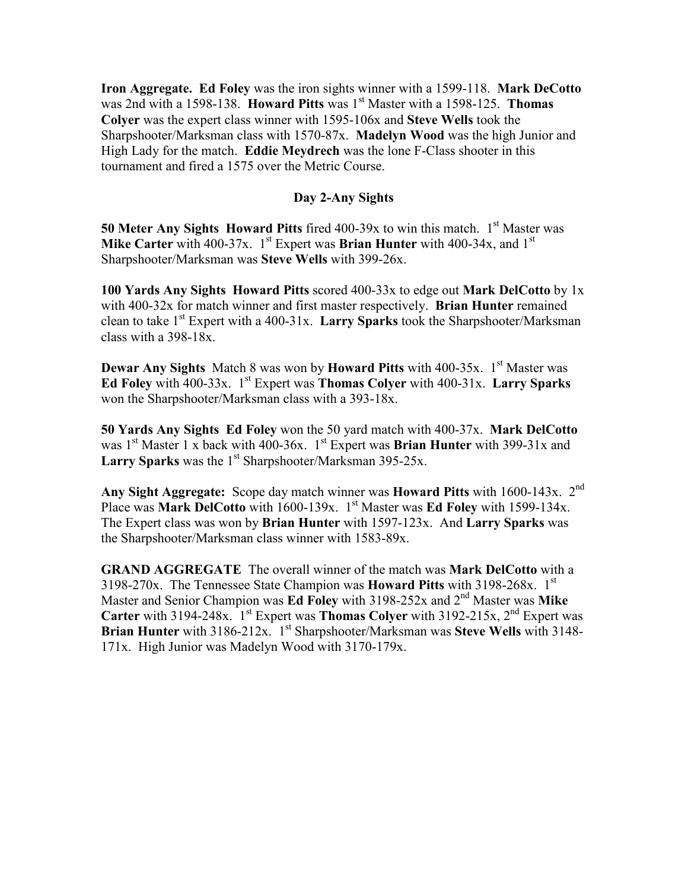**Iron Aggregate. Ed Foley** was the iron sights winner with a 1599-118. **Mark DeCotto** was 2nd with a 1598-138. **Howard Pitts** was 1st Master with a 1598-125. **Thomas Colyer** was the expert class winner with 1595-106x and **Steve Wells** took the Sharpshooter/Marksman class with 1570-87x. **Madelyn Wood** was the high Junior and High Lady for the match. **Eddie Meydrech** was the lone F-Class shooter in this tournament and fired a 1575 over the Metric Course.

## Day 2-Any Sights

**50 Meter Any Sights Howard Pitts** fired 400-39x to win this match. 1st Master was **Mike Carter** with 400-37x. 1st Expert was **Brian Hunter** with 400-34x, and 1st Sharpshooter/Marksman was **Steve Wells** with 399-26x.

**100 Yards Any Sights Howard Pitts** scored 400-33x to edge out **Mark DelCotto** by 1x with 400-32x for match winner and first master respectively. **Brian Hunter** remained clean to take 1st Expert with a 400-31x. **Larry Sparks** took the Sharpshooter/Marksman class with a 398-18x.

**Dewar Any Sights** Match 8 was won by **Howard Pitts** with 400-35x. 1st Master was **Ed Foley** with 400-33x. 1st Expert was **Thomas Colyer** with 400-31x. **Larry Sparks** won the Sharpshooter/Marksman class with a 393-18x.

**50 Yards Any Sights Ed Foley** won the 50 yard match with 400-37x. **Mark DelCotto** was 1st Master 1 x back with 400-36x. 1st Expert was **Brian Hunter** with 399-31x and **Larry Sparks** was the 1st Sharpshooter/Marksman 395-25x.

**Any Sight Aggregate:** Scope day match winner was **Howard Pitts** with 1600-143x. 2nd Place was **Mark DelCotto** with 1600-139x. 1st Master was **Ed Foley** with 1599-134x. The Expert class was won by **Brian Hunter** with 1597-123x. And **Larry Sparks** was the Sharpshooter/Marksman class winner with 1583-89x.

**GRAND AGGREGATE** The overall winner of the match was **Mark DelCotto** with a 3198-270x. The Tennessee State Champion was **Howard Pitts** with 3198-268x. 1st Master and Senior Champion was **Ed Foley** with 3198-252x and 2nd Master was **Mike Carter** with 3194-248x. 1st Expert was **Thomas Colyer** with 3192-215x, 2nd Expert was **Brian Hunter** with 3186-212x. 1st Sharpshooter/Marksman was **Steve Wells** with 3148-171x. High Junior was Madelyn Wood with 3170-179x.